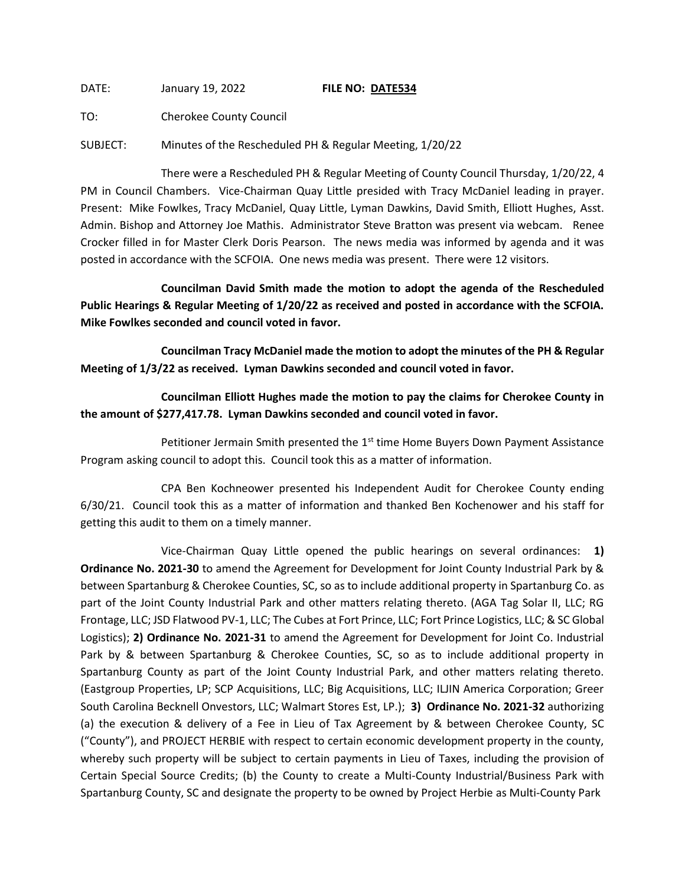DATE: January 19, 2022 **FILE NO: DATE534**

TO: Cherokee County Council

SUBJECT: Minutes of the Rescheduled PH & Regular Meeting, 1/20/22

There were a Rescheduled PH & Regular Meeting of County Council Thursday, 1/20/22, 4 PM in Council Chambers. Vice-Chairman Quay Little presided with Tracy McDaniel leading in prayer. Present: Mike Fowlkes, Tracy McDaniel, Quay Little, Lyman Dawkins, David Smith, Elliott Hughes, Asst. Admin. Bishop and Attorney Joe Mathis. Administrator Steve Bratton was present via webcam. Renee Crocker filled in for Master Clerk Doris Pearson. The news media was informed by agenda and it was posted in accordance with the SCFOIA. One news media was present. There were 12 visitors.

**Councilman David Smith made the motion to adopt the agenda of the Rescheduled Public Hearings & Regular Meeting of 1/20/22 as received and posted in accordance with the SCFOIA. Mike Fowlkes seconded and council voted in favor.**

**Councilman Tracy McDaniel made the motion to adopt the minutes of the PH & Regular Meeting of 1/3/22 as received. Lyman Dawkins seconded and council voted in favor.**

**Councilman Elliott Hughes made the motion to pay the claims for Cherokee County in the amount of $277,417.78. Lyman Dawkins seconded and council voted in favor.**

Petitioner Jermain Smith presented the 1st time Home Buyers Down Payment Assistance Program asking council to adopt this. Council took this as a matter of information.

CPA Ben Kochneower presented his Independent Audit for Cherokee County ending 6/30/21. Council took this as a matter of information and thanked Ben Kochenower and his staff for getting this audit to them on a timely manner.

Vice-Chairman Quay Little opened the public hearings on several ordinances: **1) Ordinance No. 2021-30** to amend the Agreement for Development for Joint County Industrial Park by & between Spartanburg & Cherokee Counties, SC, so as to include additional property in Spartanburg Co. as part of the Joint County Industrial Park and other matters relating thereto. (AGA Tag Solar II, LLC; RG Frontage, LLC; JSD Flatwood PV-1, LLC; The Cubes at Fort Prince, LLC; Fort Prince Logistics, LLC; & SC Global Logistics); **2) Ordinance No. 2021-31** to amend the Agreement for Development for Joint Co. Industrial Park by & between Spartanburg & Cherokee Counties, SC, so as to include additional property in Spartanburg County as part of the Joint County Industrial Park, and other matters relating thereto. (Eastgroup Properties, LP; SCP Acquisitions, LLC; Big Acquisitions, LLC; ILJIN America Corporation; Greer South Carolina Becknell Onvestors, LLC; Walmart Stores Est, LP.); **3) Ordinance No. 2021-32** authorizing (a) the execution & delivery of a Fee in Lieu of Tax Agreement by & between Cherokee County, SC ("County"), and PROJECT HERBIE with respect to certain economic development property in the county, whereby such property will be subject to certain payments in Lieu of Taxes, including the provision of Certain Special Source Credits; (b) the County to create a Multi-County Industrial/Business Park with Spartanburg County, SC and designate the property to be owned by Project Herbie as Multi-County Park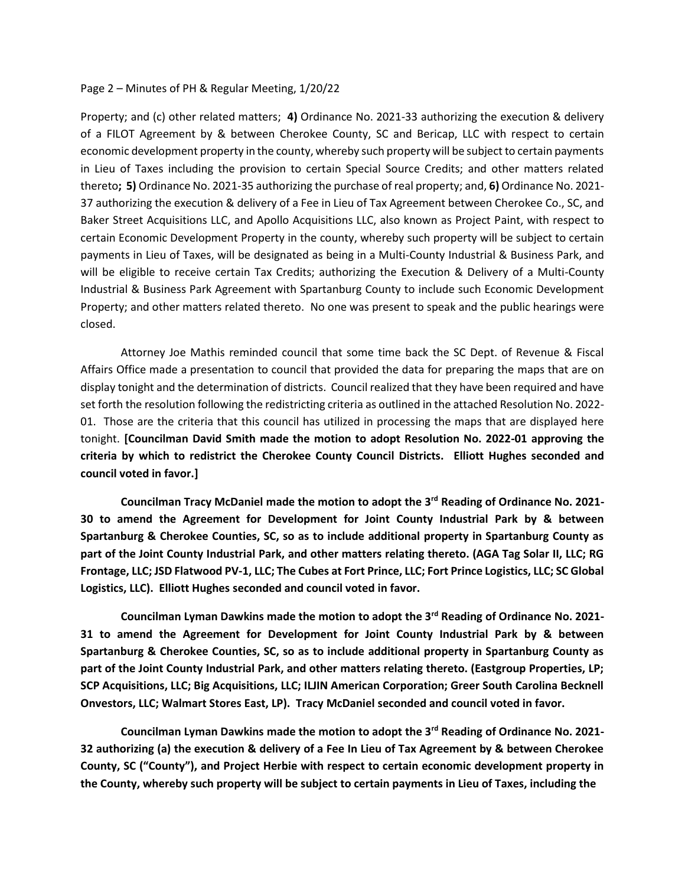Property; and (c) other related matters; **4)** Ordinance No. 2021-33 authorizing the execution & delivery of a FILOT Agreement by & between Cherokee County, SC and Bericap, LLC with respect to certain economic development property in the county, whereby such property will be subject to certain payments in Lieu of Taxes including the provision to certain Special Source Credits; and other matters related thereto**; 5)** Ordinance No. 2021-35 authorizing the purchase of real property; and, **6)** Ordinance No. 2021-37 authorizing the execution & delivery of a Fee in Lieu of Tax Agreement between Cherokee Co., SC, and Baker Street Acquisitions LLC, and Apollo Acquisitions LLC, also known as Project Paint, with respect to certain Economic Development Property in the county, whereby such property will be subject to certain payments in Lieu of Taxes, will be designated as being in a Multi-County Industrial & Business Park, and will be eligible to receive certain Tax Credits; authorizing the Execution & Delivery of a Multi-County Industrial & Business Park Agreement with Spartanburg County to include such Economic Development Property; and other matters related thereto. No one was present to speak and the public hearings were closed.

Attorney Joe Mathis reminded council that some time back the SC Dept. of Revenue & Fiscal Affairs Office made a presentation to council that provided the data for preparing the maps that are on display tonight and the determination of districts. Council realized that they have been required and have set forth the resolution following the redistricting criteria as outlined in the attached Resolution No. 2022-01. Those are the criteria that this council has utilized in processing the maps that are displayed here tonight. **[Councilman David Smith made the motion to adopt Resolution No. 2022-01 approving the criteria by which to redistrict the Cherokee County Council Districts. Elliott Hughes seconded and council voted in favor.]**

**Councilman Tracy McDaniel made the motion to adopt the 3rd Reading of Ordinance No. 2021-30 to amend the Agreement for Development for Joint County Industrial Park by & between Spartanburg & Cherokee Counties, SC, so as to include additional property in Spartanburg County as part of the Joint County Industrial Park, and other matters relating thereto. (AGA Tag Solar II, LLC; RG Frontage, LLC; JSD Flatwood PV-1, LLC; The Cubes at Fort Prince, LLC; Fort Prince Logistics, LLC; SC Global Logistics, LLC). Elliott Hughes seconded and council voted in favor.**

**Councilman Lyman Dawkins made the motion to adopt the 3rd Reading of Ordinance No. 2021-31 to amend the Agreement for Development for Joint County Industrial Park by & between Spartanburg & Cherokee Counties, SC, so as to include additional property in Spartanburg County as part of the Joint County Industrial Park, and other matters relating thereto. (Eastgroup Properties, LP; SCP Acquisitions, LLC; Big Acquisitions, LLC; ILJIN American Corporation; Greer South Carolina Becknell Onvestors, LLC; Walmart Stores East, LP). Tracy McDaniel seconded and council voted in favor.**

**Councilman Lyman Dawkins made the motion to adopt the 3rd Reading of Ordinance No. 2021-32 authorizing (a) the execution & delivery of a Fee In Lieu of Tax Agreement by & between Cherokee County, SC ("County"), and Project Herbie with respect to certain economic development property in the County, whereby such property will be subject to certain payments in Lieu of Taxes, including the**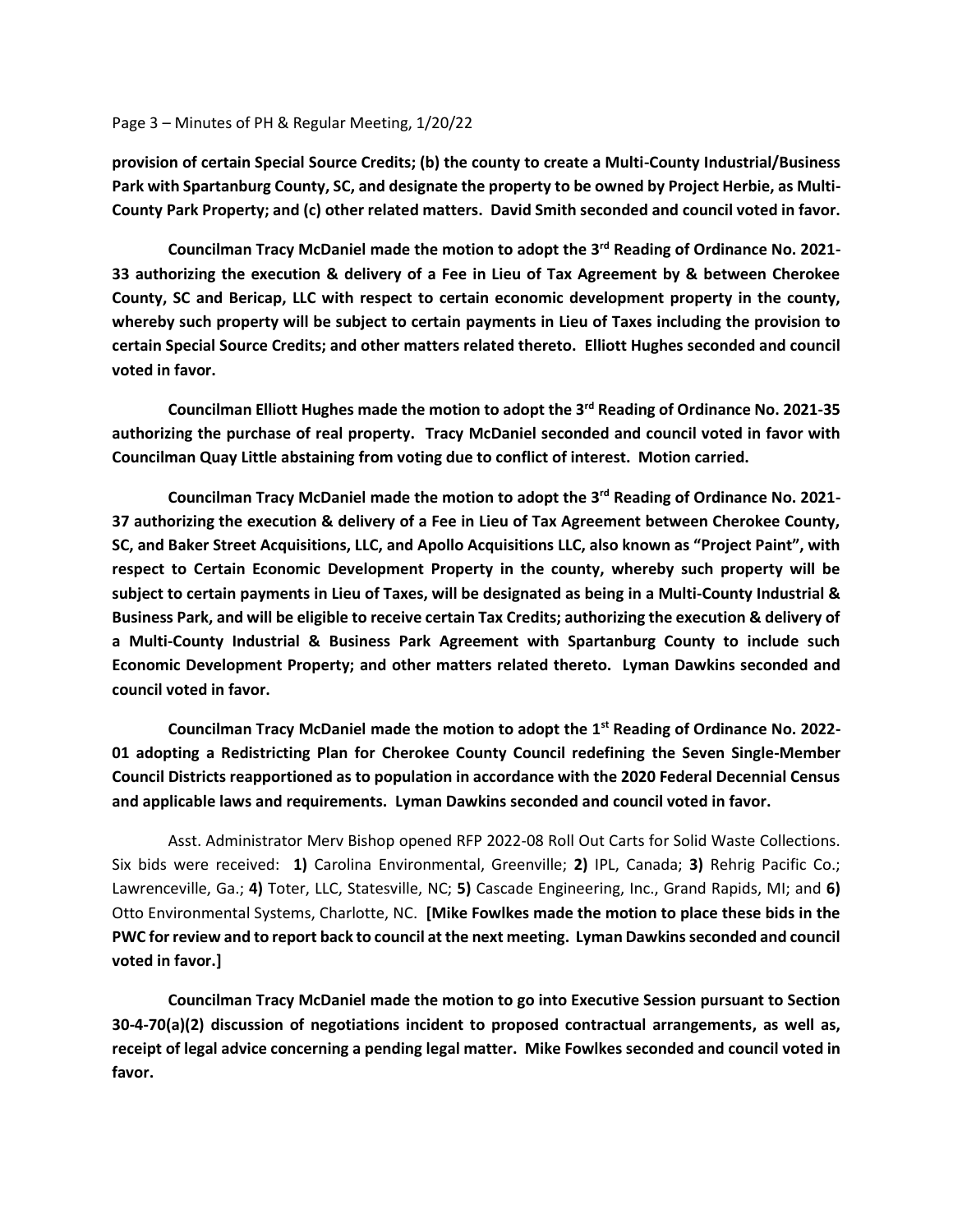**provision of certain Special Source Credits; (b) the county to create a Multi-County Industrial/Business Park with Spartanburg County, SC, and designate the property to be owned by Project Herbie, as Multi-County Park Property; and (c) other related matters. David Smith seconded and council voted in favor.**

**Councilman Tracy McDaniel made the motion to adopt the 3rd Reading of Ordinance No. 2021-33 authorizing the execution & delivery of a Fee in Lieu of Tax Agreement by & between Cherokee County, SC and Bericap, LLC with respect to certain economic development property in the county, whereby such property will be subject to certain payments in Lieu of Taxes including the provision to certain Special Source Credits; and other matters related thereto. Elliott Hughes seconded and council voted in favor.**

**Councilman Elliott Hughes made the motion to adopt the 3rd Reading of Ordinance No. 2021-35 authorizing the purchase of real property. Tracy McDaniel seconded and council voted in favor with Councilman Quay Little abstaining from voting due to conflict of interest. Motion carried.**

**Councilman Tracy McDaniel made the motion to adopt the 3rd Reading of Ordinance No. 2021-37 authorizing the execution & delivery of a Fee in Lieu of Tax Agreement between Cherokee County, SC, and Baker Street Acquisitions, LLC, and Apollo Acquisitions LLC, also known as "Project Paint", with respect to Certain Economic Development Property in the county, whereby such property will be subject to certain payments in Lieu of Taxes, will be designated as being in a Multi-County Industrial & Business Park, and will be eligible to receive certain Tax Credits; authorizing the execution & delivery of a Multi-County Industrial & Business Park Agreement with Spartanburg County to include such Economic Development Property; and other matters related thereto. Lyman Dawkins seconded and council voted in favor.**

**Councilman Tracy McDaniel made the motion to adopt the 1st Reading of Ordinance No. 2022-01 adopting a Redistricting Plan for Cherokee County Council redefining the Seven Single-Member Council Districts reapportioned as to population in accordance with the 2020 Federal Decennial Census and applicable laws and requirements. Lyman Dawkins seconded and council voted in favor.**

Asst. Administrator Merv Bishop opened RFP 2022-08 Roll Out Carts for Solid Waste Collections. Six bids were received: **1)** Carolina Environmental, Greenville; **2)** IPL, Canada; **3)** Rehrig Pacific Co.; Lawrenceville, Ga.; **4)** Toter, LLC, Statesville, NC; **5)** Cascade Engineering, Inc., Grand Rapids, MI; and **6)** Otto Environmental Systems, Charlotte, NC. **[Mike Fowlkes made the motion to place these bids in the PWC for review and to report back to council at the next meeting. Lyman Dawkins seconded and council voted in favor.]**

**Councilman Tracy McDaniel made the motion to go into Executive Session pursuant to Section 30-4-70(a)(2) discussion of negotiations incident to proposed contractual arrangements, as well as, receipt of legal advice concerning a pending legal matter. Mike Fowlkes seconded and council voted in favor.**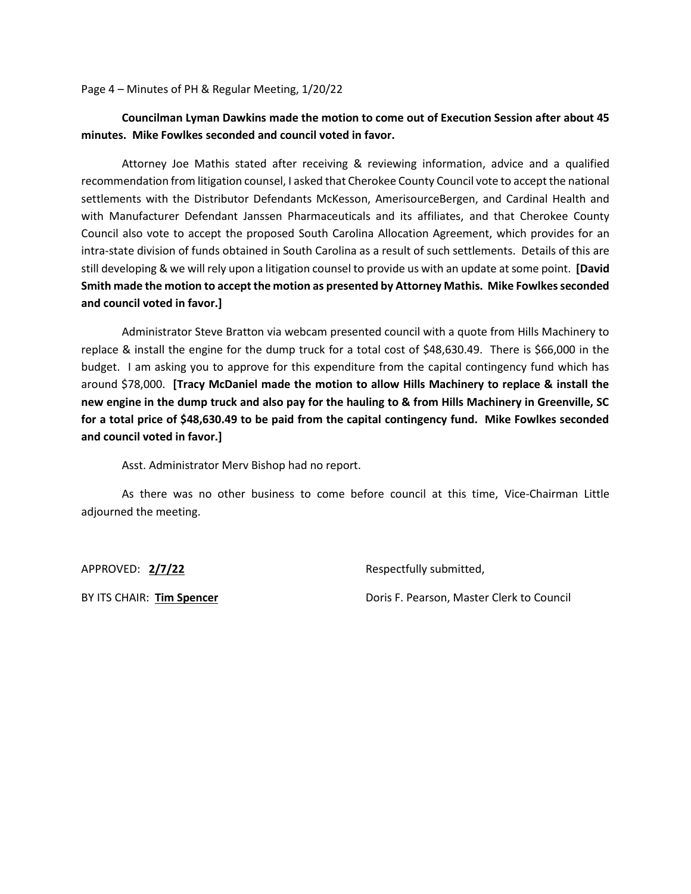**Councilman Lyman Dawkins made the motion to come out of Execution Session after about 45 minutes. Mike Fowlkes seconded and council voted in favor.**

Attorney Joe Mathis stated after receiving & reviewing information, advice and a qualified recommendation from litigation counsel, I asked that Cherokee County Council vote to accept the national settlements with the Distributor Defendants McKesson, AmerisourceBergen, and Cardinal Health and with Manufacturer Defendant Janssen Pharmaceuticals and its affiliates, and that Cherokee County Council also vote to accept the proposed South Carolina Allocation Agreement, which provides for an intra-state division of funds obtained in South Carolina as a result of such settlements. Details of this are still developing & we will rely upon a litigation counsel to provide us with an update at some point. **[David Smith made the motion to accept the motion as presented by Attorney Mathis. Mike Fowlkes seconded and council voted in favor.]**

Administrator Steve Bratton via webcam presented council with a quote from Hills Machinery to replace & install the engine for the dump truck for a total cost of $48,630.49. There is $66,000 in the budget. I am asking you to approve for this expenditure from the capital contingency fund which has around $78,000. **[Tracy McDaniel made the motion to allow Hills Machinery to replace & install the new engine in the dump truck and also pay for the hauling to & from Hills Machinery in Greenville, SC for a total price of $48,630.49 to be paid from the capital contingency fund. Mike Fowlkes seconded and council voted in favor.]**

Asst. Administrator Merv Bishop had no report.

As there was no other business to come before council at this time, Vice-Chairman Little adjourned the meeting.

APPROVED: **2/7/22**

BY ITS CHAIR: **Tim Spencer**

Respectfully submitted,

Doris F. Pearson, Master Clerk to Council